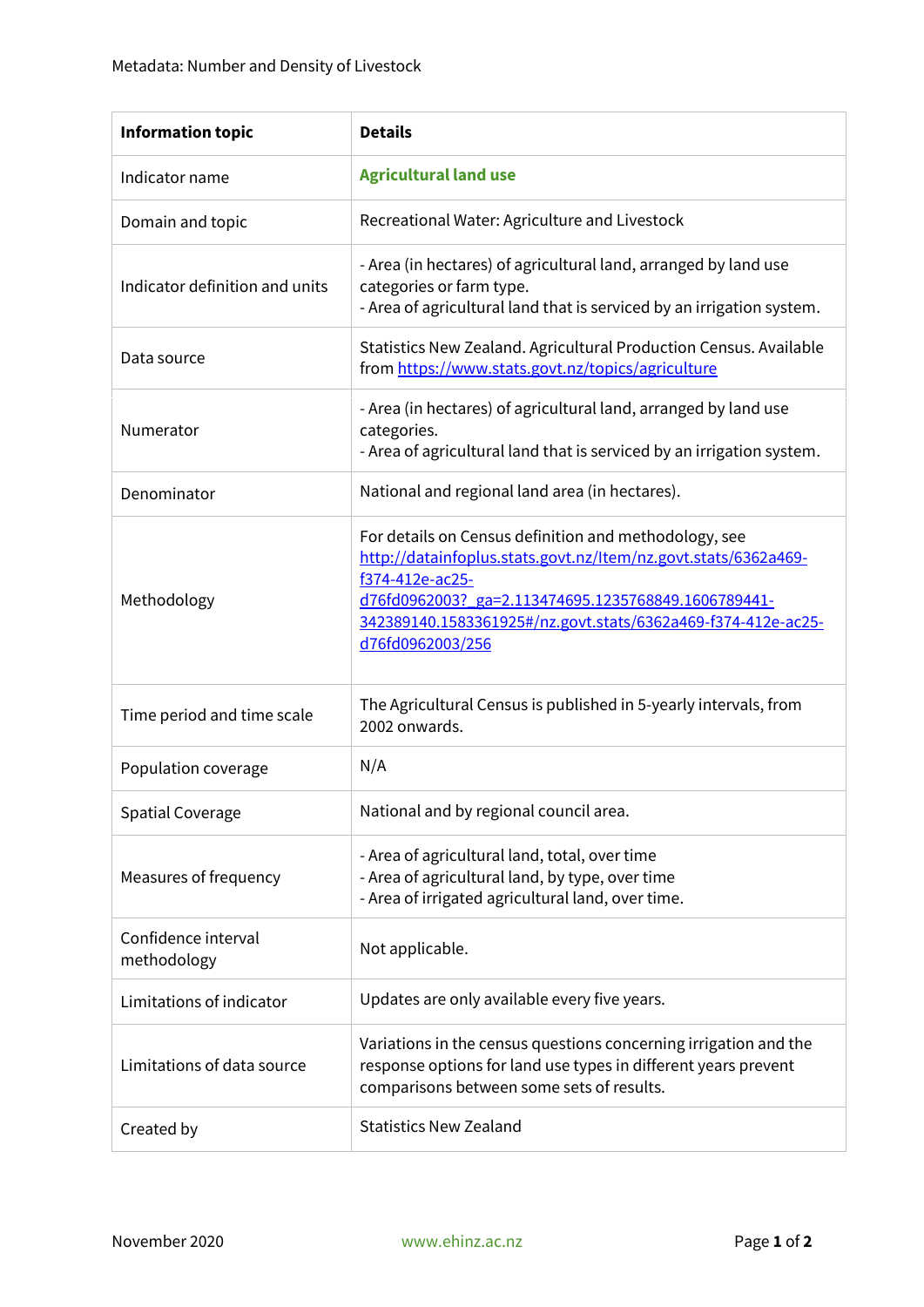Metadata: Number and Density of Livestock

| Information topic | Details |
|---|---|
| Indicator name | **Agricultural land use** |
| Domain and topic | Recreational Water: Agriculture and Livestock |
| Indicator definition and units | - Area (in hectares) of agricultural land, arranged by land use categories or farm type.<br>- Area of agricultural land that is serviced by an irrigation system. |
| Data source | Statistics New Zealand. Agricultural Production Census. Available from https://www.stats.govt.nz/topics/agriculture |
| Numerator | - Area (in hectares) of agricultural land, arranged by land use categories.<br>- Area of agricultural land that is serviced by an irrigation system. |
| Denominator | National and regional land area (in hectares). |
| Methodology | For details on Census definition and methodology, see http://datainfoplus.stats.govt.nz/Item/nz.govt.stats/6362a469-f374-412e-ac25-d76fd0962003?_ga=2.113474695.1235768849.1606789441-342389140.1583361925#/nz.govt.stats/6362a469-f374-412e-ac25-d76fd0962003/256 |
| Time period and time scale | The Agricultural Census is published in 5-yearly intervals, from 2002 onwards. |
| Population coverage | N/A |
| Spatial Coverage | National and by regional council area. |
| Measures of frequency | - Area of agricultural land, total, over time<br>- Area of agricultural land, by type, over time<br>- Area of irrigated agricultural land, over time. |
| Confidence interval methodology | Not applicable. |
| Limitations of indicator | Updates are only available every five years. |
| Limitations of data source | Variations in the census questions concerning irrigation and the response options for land use types in different years prevent comparisons between some sets of results. |
| Created by | Statistics New Zealand |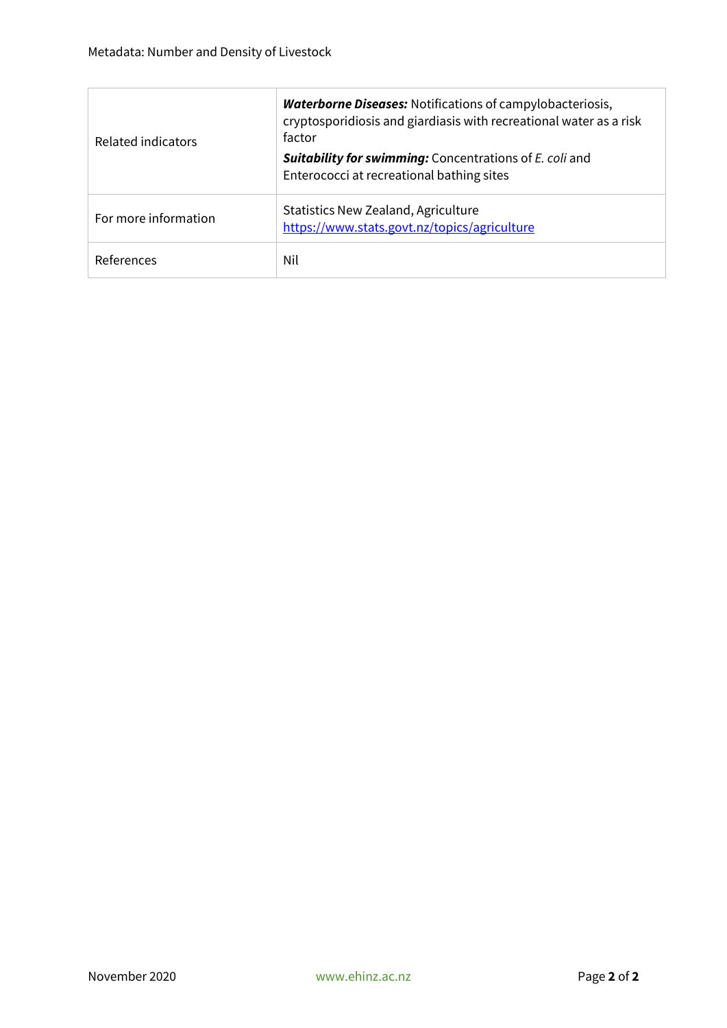| | |
|---|---|
| Related indicators | ***Waterborne Diseases:*** Notifications of campylobacteriosis, cryptosporidiosis and giardiasis with recreational water as a risk factor<br>***Suitability for swimming:*** Concentrations of *E. coli* and Enterococci at recreational bathing sites |
| For more information | Statistics New Zealand, Agriculture<br>https://www.stats.govt.nz/topics/agriculture |
| References | Nil |